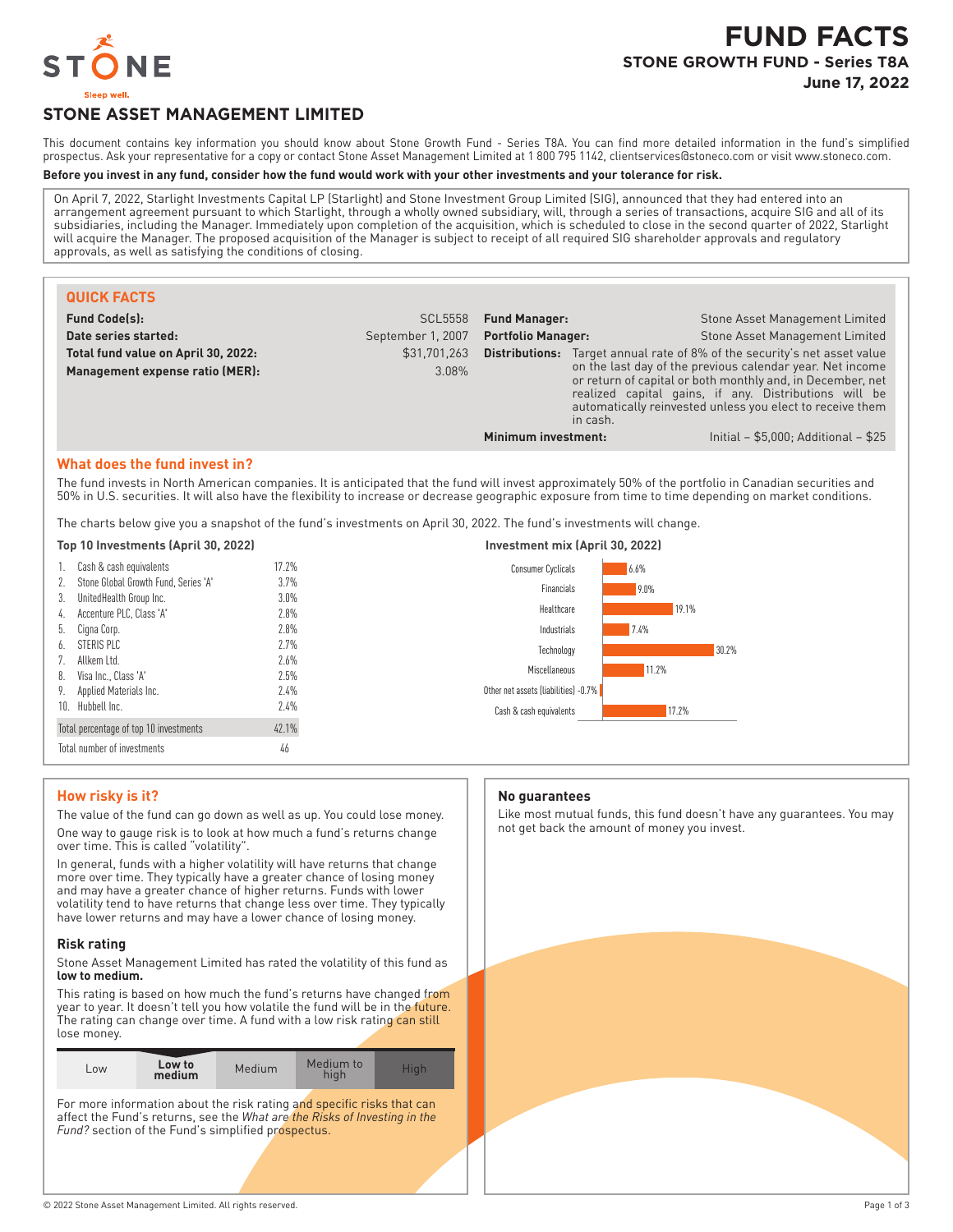# FUND FACTS

## STONE GROWTH FUND - Series T8A

**June 17, 2022**

## STONE ASSET MANAGEMENT LIMITED

This document contains key information you should know about Stone Growth Fund - Series T8A. You can find more detailed information in the fund's simplified prospectus. Ask your representative for a copy or contact Stone Asset Management Limited at 1 800 795 1142, clientservices@stoneco.com or visit www.stoneco.com.

**Before you invest in any fund, consider how the fund would work with your other investments and your tolerance for risk.**

On April 7, 2022, Starlight Investments Capital LP (Starlight) and Stone Investment Group Limited (SIG), announced that they had entered into an arrangement agreement pursuant to which Starlight, through a wholly owned subsidiary, will, through a series of transactions, acquire SIG and all of its subsidiaries, including the Manager. Immediately upon completion of the acquisition, which is scheduled to close in the second quarter of 2022, Starlight will acquire the Manager. The proposed acquisition of the Manager is subject to receipt of all required SIG shareholder approvals and regulatory approvals, as well as satisfying the conditions of closing.

### QUICK FACTS

| | | | |
|---|---|---|---|
| **Fund Code(s):** | SCL5558 | **Fund Manager:** | Stone Asset Management Limited |
| **Date series started:** | September 1, 2007 | **Portfolio Manager:** | Stone Asset Management Limited |
| **Total fund value on April 30, 2022:** | $31,701,263 | **Distributions:** | Target annual rate of 8% of the security's net asset value on the last day of the previous calendar year. Net income or return of capital or both monthly and, in December, net realized capital gains, if any. Distributions will be automatically reinvested unless you elect to receive them in cash. |
| **Management expense ratio (MER):** | 3.08% | | |
| | | **Minimum investment:** | Initial – $5,000; Additional – $25 |

### What does the fund invest in?

The fund invests in North American companies. It is anticipated that the fund will invest approximately 50% of the portfolio in Canadian securities and 50% in U.S. securities. It will also have the flexibility to increase or decrease geographic exposure from time to time depending on market conditions.

The charts below give you a snapshot of the fund's investments on April 30, 2022. The fund's investments will change.

**Top 10 Investments (April 30, 2022)**

| | | |
|---|---|---|
| 1. | Cash & cash equivalents | 17.2% |
| 2. | Stone Global Growth Fund, Series 'A' | 3.7% |
| 3. | UnitedHealth Group Inc. | 3.0% |
| 4. | Accenture PLC, Class 'A' | 2.8% |
| 5. | Cigna Corp. | 2.8% |
| 6. | STERIS PLC | 2.7% |
| 7. | Allkem Ltd. | 2.6% |
| 8. | Visa Inc., Class 'A' | 2.5% |
| 9. | Applied Materials Inc. | 2.4% |
| 10. | Hubbell Inc. | 2.4% |
| | Total percentage of top 10 investments | 42.1% |
| | Total number of investments | 46 |

**Investment mix (April 30, 2022)**

| Sector | % |
|---|---|
| Consumer Cyclicals | 6.6% |
| Financials | 9.0% |
| Healthcare | 19.1% |
| Industrials | 7.4% |
| Technology | 30.2% |
| Miscellaneous | 11.2% |
| Other net assets (liabilities) | -0.7% |
| Cash & cash equivalents | 17.2% |

### How risky is it?

The value of the fund can go down as well as up. You could lose money.

One way to gauge risk is to look at how much a fund's returns change over time. This is called "volatility".

In general, funds with a higher volatility will have returns that change more over time. They typically have a greater chance of losing money and may have a greater chance of higher returns. Funds with lower volatility tend to have returns that change less over time. They typically have lower returns and may have a lower chance of losing money.

#### Risk rating

Stone Asset Management Limited has rated the volatility of this fund as **low to medium.**

This rating is based on how much the fund's returns have changed from year to year. It doesn't tell you how volatile the fund will be in the future. The rating can change over time. A fund with a low risk rating can still lose money.

| Low | **Low to medium** | Medium | Medium to high | High |
|---|---|---|---|---|

For more information about the risk rating and specific risks that can affect the Fund's returns, see the *What are the Risks of Investing in the Fund?* section of the Fund's simplified prospectus.

### No guarantees

Like most mutual funds, this fund doesn't have any guarantees. You may not get back the amount of money you invest.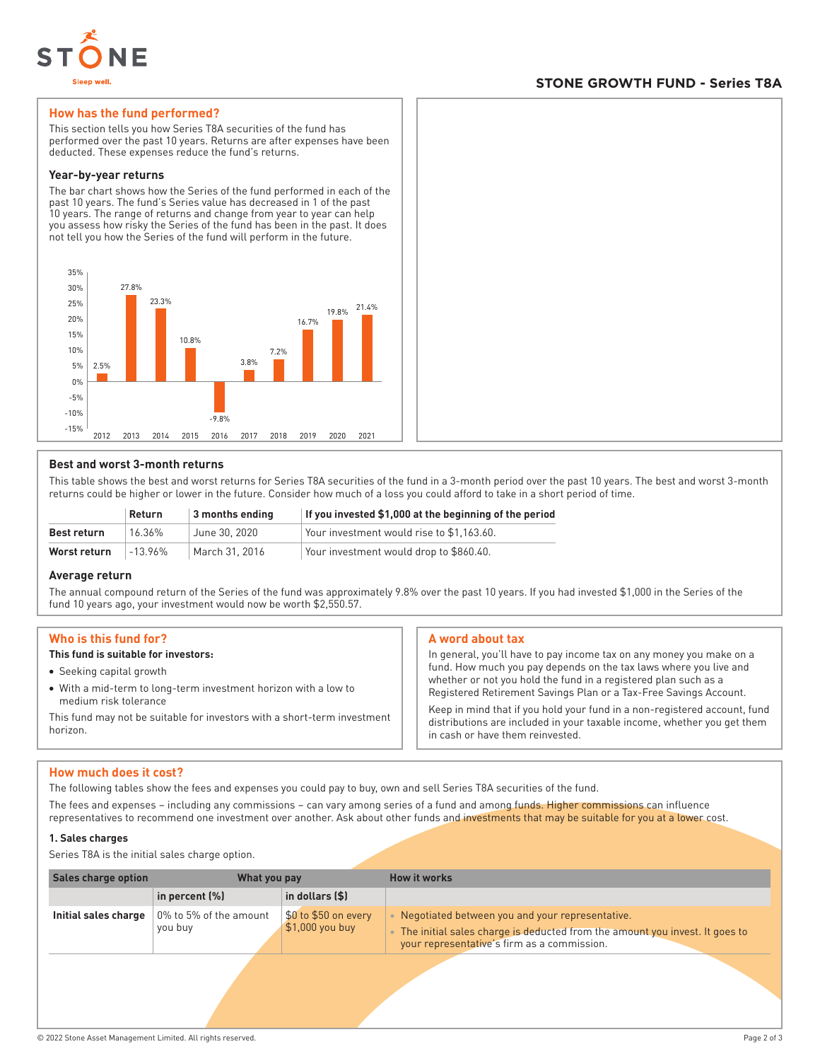## STONE GROWTH FUND - Series T8A

### How has the fund performed?

This section tells you how Series T8A securities of the fund has performed over the past 10 years. Returns are after expenses have been deducted. These expenses reduce the fund's returns.

#### Year-by-year returns

The bar chart shows how the Series of the fund performed in each of the past 10 years. The fund's Series value has decreased in 1 of the past 10 years. The range of returns and change from year to year can help you assess how risky the Series of the fund has been in the past. It does not tell you how the Series of the fund will perform in the future.

| Year | Return |
|---|---|
| 2012 | 2.5% |
| 2013 | 27.8% |
| 2014 | 23.3% |
| 2015 | 10.8% |
| 2016 | -9.8% |
| 2017 | 3.8% |
| 2018 | 7.2% |
| 2019 | 16.7% |
| 2020 | 19.8% |
| 2021 | 21.4% |

#### Best and worst 3-month returns

This table shows the best and worst returns for Series T8A securities of the fund in a 3-month period over the past 10 years. The best and worst 3-month returns could be higher or lower in the future. Consider how much of a loss you could afford to take in a short period of time.

| | Return | 3 months ending | If you invested $1,000 at the beginning of the period |
|---|---|---|---|
| **Best return** | 16.36% | June 30, 2020 | Your investment would rise to $1,163.60. |
| **Worst return** | -13.96% | March 31, 2016 | Your investment would drop to $860.40. |

#### Average return

The annual compound return of the Series of the fund was approximately 9.8% over the past 10 years. If you had invested $1,000 in the Series of the fund 10 years ago, your investment would now be worth $2,550.57.

### Who is this fund for?

**This fund is suitable for investors:**

- Seeking capital growth
- With a mid-term to long-term investment horizon with a low to medium risk tolerance

This fund may not be suitable for investors with a short-term investment horizon.

### A word about tax

In general, you'll have to pay income tax on any money you make on a fund. How much you pay depends on the tax laws where you live and whether or not you hold the fund in a registered plan such as a Registered Retirement Savings Plan or a Tax-Free Savings Account.

Keep in mind that if you hold your fund in a non-registered account, fund distributions are included in your taxable income, whether you get them in cash or have them reinvested.

### How much does it cost?

The following tables show the fees and expenses you could pay to buy, own and sell Series T8A securities of the fund.

The fees and expenses – including any commissions – can vary among series of a fund and among funds. Higher commissions can influence representatives to recommend one investment over another. Ask about other funds and investments that may be suitable for you at a lower cost.

#### 1. Sales charges

Series T8A is the initial sales charge option.

| Sales charge option | What you pay | | How it works |
|---|---|---|---|
| | **in percent (%)** | **in dollars ($)** | |
| **Initial sales charge** | 0% to 5% of the amount you buy | $0 to $50 on every $1,000 you buy | • Negotiated between you and your representative.<br>• The initial sales charge is deducted from the amount you invest. It goes to your representative's firm as a commission. |

© 2022 Stone Asset Management Limited. All rights reserved.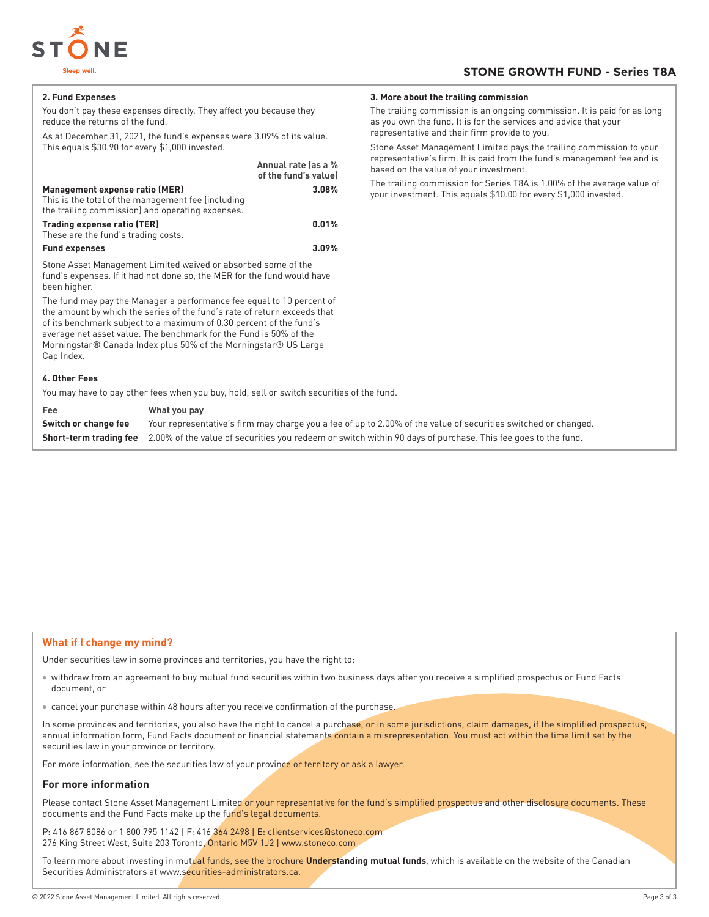STONE GROWTH FUND - Series T8A

## 2. Fund Expenses

You don't pay these expenses directly. They affect you because they reduce the returns of the fund.

As at December 31, 2021, the fund's expenses were 3.09% of its value. This equals $30.90 for every $1,000 invested.

| | Annual rate (as a % of the fund's value) |
|---|---|
| **Management expense ratio (MER)** This is the total of the management fee (including the trailing commission) and operating expenses. | **3.08%** |
| **Trading expense ratio (TER)** These are the fund's trading costs. | **0.01%** |
| **Fund expenses** | **3.09%** |

Stone Asset Management Limited waived or absorbed some of the fund's expenses. If it had not done so, the MER for the fund would have been higher.

The fund may pay the Manager a performance fee equal to 10 percent of the amount by which the series of the fund's rate of return exceeds that of its benchmark subject to a maximum of 0.30 percent of the fund's average net asset value. The benchmark for the Fund is 50% of the Morningstar® Canada Index plus 50% of the Morningstar® US Large Cap Index.

## 3. More about the trailing commission

The trailing commission is an ongoing commission. It is paid for as long as you own the fund. It is for the services and advice that your representative and their firm provide to you.

Stone Asset Management Limited pays the trailing commission to your representative's firm. It is paid from the fund's management fee and is based on the value of your investment.

The trailing commission for Series T8A is 1.00% of the average value of your investment. This equals $10.00 for every $1,000 invested.

## 4. Other Fees

You may have to pay other fees when you buy, hold, sell or switch securities of the fund.

| Fee | What you pay |
|---|---|
| **Switch or change fee** | Your representative's firm may charge you a fee of up to 2.00% of the value of securities switched or changed. |
| **Short-term trading fee** | 2.00% of the value of securities you redeem or switch within 90 days of purchase. This fee goes to the fund. |

## What if I change my mind?

Under securities law in some provinces and territories, you have the right to:

- withdraw from an agreement to buy mutual fund securities within two business days after you receive a simplified prospectus or Fund Facts document, or
- cancel your purchase within 48 hours after you receive confirmation of the purchase.

In some provinces and territories, you also have the right to cancel a purchase, or in some jurisdictions, claim damages, if the simplified prospectus, annual information form, Fund Facts document or financial statements contain a misrepresentation. You must act within the time limit set by the securities law in your province or territory.

For more information, see the securities law of your province or territory or ask a lawyer.

## For more information

Please contact Stone Asset Management Limited or your representative for the fund's simplified prospectus and other disclosure documents. These documents and the Fund Facts make up the fund's legal documents.

P: 416 867 8086 or 1 800 795 1142 | F: 416 364 2498 | E: clientservices@stoneco.com
276 King Street West, Suite 203 Toronto, Ontario M5V 1J2 | www.stoneco.com

To learn more about investing in mutual funds, see the brochure **Understanding mutual funds**, which is available on the website of the Canadian Securities Administrators at www.securities-administrators.ca.

© 2022 Stone Asset Management Limited. All rights reserved.